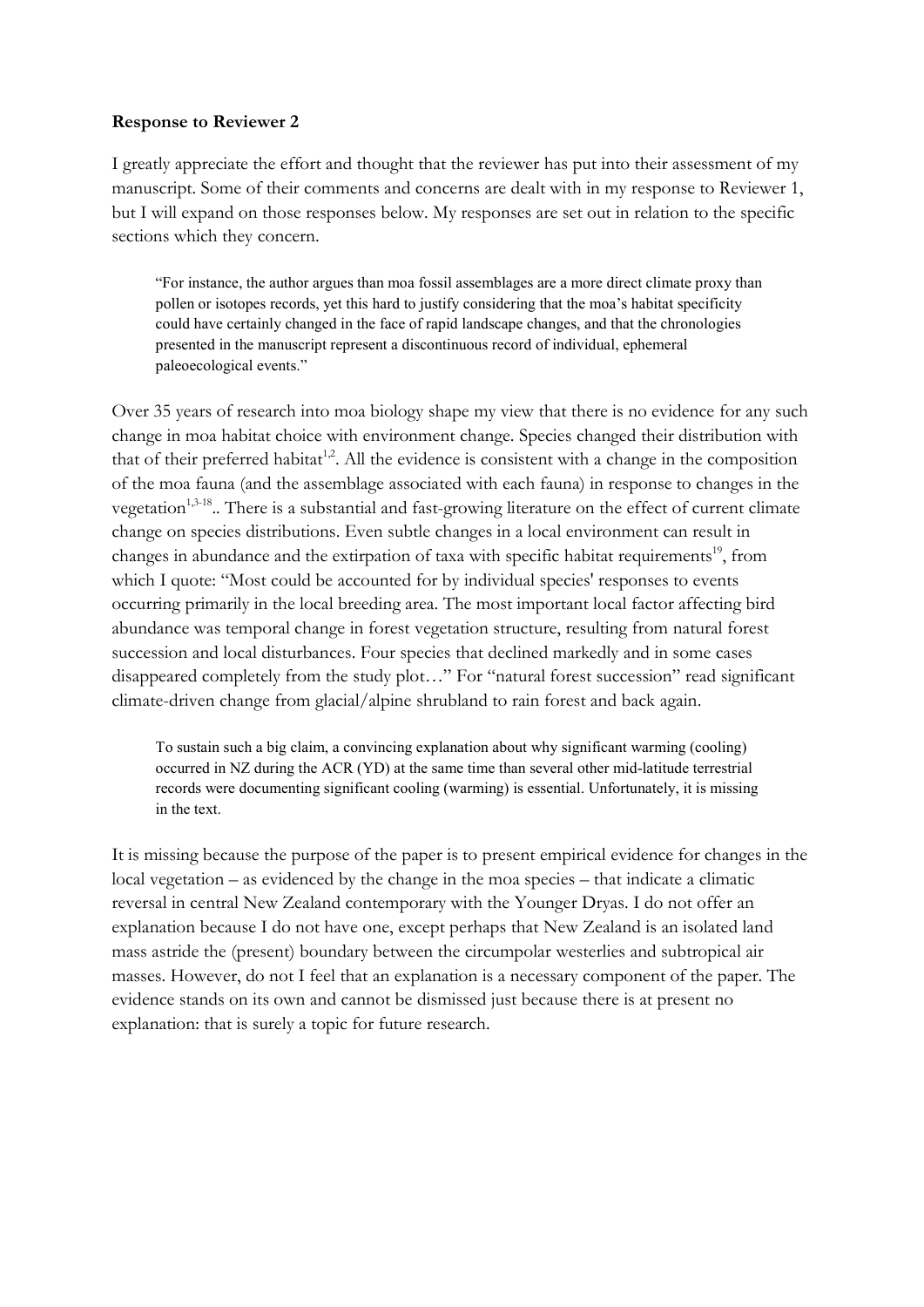**Response to Reviewer 2**

I greatly appreciate the effort and thought that the reviewer has put into their assessment of my manuscript. Some of their comments and concerns are dealt with in my response to Reviewer 1, but I will expand on those responses below. My responses are set out in relation to the specific sections which they concern.

> "For instance, the author argues than moa fossil assemblages are a more direct climate proxy than pollen or isotopes records, yet this hard to justify considering that the moa's habitat specificity could have certainly changed in the face of rapid landscape changes, and that the chronologies presented in the manuscript represent a discontinuous record of individual, ephemeral paleoecological events."

Over 35 years of research into moa biology shape my view that there is no evidence for any such change in moa habitat choice with environment change. Species changed their distribution with that of their preferred habitat[1,2]. All the evidence is consistent with a change in the composition of the moa fauna (and the assemblage associated with each fauna) in response to changes in the vegetation[1,3-18].. There is a substantial and fast-growing literature on the effect of current climate change on species distributions. Even subtle changes in a local environment can result in changes in abundance and the extirpation of taxa with specific habitat requirements[19], from which I quote: "Most could be accounted for by individual species' responses to events occurring primarily in the local breeding area. The most important local factor affecting bird abundance was temporal change in forest vegetation structure, resulting from natural forest succession and local disturbances. Four species that declined markedly and in some cases disappeared completely from the study plot…" For "natural forest succession" read significant climate-driven change from glacial/alpine shrubland to rain forest and back again.

> To sustain such a big claim, a convincing explanation about why significant warming (cooling) occurred in NZ during the ACR (YD) at the same time than several other mid-latitude terrestrial records were documenting significant cooling (warming) is essential. Unfortunately, it is missing in the text.

It is missing because the purpose of the paper is to present empirical evidence for changes in the local vegetation – as evidenced by the change in the moa species – that indicate a climatic reversal in central New Zealand contemporary with the Younger Dryas. I do not offer an explanation because I do not have one, except perhaps that New Zealand is an isolated land mass astride the (present) boundary between the circumpolar westerlies and subtropical air masses. However, do not I feel that an explanation is a necessary component of the paper. The evidence stands on its own and cannot be dismissed just because there is at present no explanation: that is surely a topic for future research.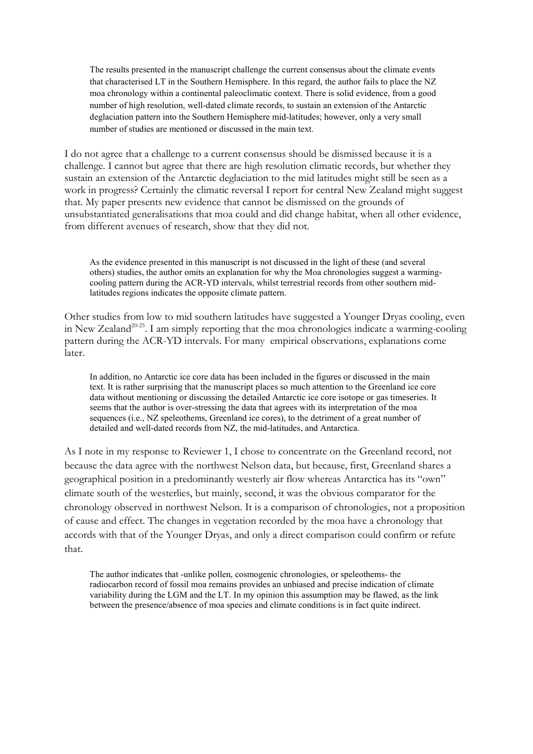> The results presented in the manuscript challenge the current consensus about the climate events that characterised LT in the Southern Hemisphere. In this regard, the author fails to place the NZ moa chronology within a continental paleoclimatic context. There is solid evidence, from a good number of high resolution, well-dated climate records, to sustain an extension of the Antarctic deglaciation pattern into the Southern Hemisphere mid-latitudes; however, only a very small number of studies are mentioned or discussed in the main text.

I do not agree that a challenge to a current consensus should be dismissed because it is a challenge. I cannot but agree that there are high resolution climatic records, but whether they sustain an extension of the Antarctic deglaciation to the mid latitudes might still be seen as a work in progress? Certainly the climatic reversal I report for central New Zealand might suggest that. My paper presents new evidence that cannot be dismissed on the grounds of unsubstantiated generalisations that moa could and did change habitat, when all other evidence, from different avenues of research, show that they did not.

> As the evidence presented in this manuscript is not discussed in the light of these (and several others) studies, the author omits an explanation for why the Moa chronologies suggest a warming-cooling pattern during the ACR-YD intervals, whilst terrestrial records from other southern mid-latitudes regions indicates the opposite climate pattern.

Other studies from low to mid southern latitudes have suggested a Younger Dryas cooling, even in New Zealand[20-25]. I am simply reporting that the moa chronologies indicate a warming-cooling pattern during the ACR-YD intervals. For many empirical observations, explanations come later.

> In addition, no Antarctic ice core data has been included in the figures or discussed in the main text. It is rather surprising that the manuscript places so much attention to the Greenland ice core data without mentioning or discussing the detailed Antarctic ice core isotope or gas timeseries. It seems that the author is over-stressing the data that agrees with its interpretation of the moa sequences (i.e., NZ speleothems, Greenland ice cores), to the detriment of a great number of detailed and well-dated records from NZ, the mid-latitudes, and Antarctica.

As I note in my response to Reviewer 1, I chose to concentrate on the Greenland record, not because the data agree with the northwest Nelson data, but because, first, Greenland shares a geographical position in a predominantly westerly air flow whereas Antarctica has its "own" climate south of the westerlies, but mainly, second, it was the obvious comparator for the chronology observed in northwest Nelson. It is a comparison of chronologies, not a proposition of cause and effect. The changes in vegetation recorded by the moa have a chronology that accords with that of the Younger Dryas, and only a direct comparison could confirm or refute that.

> The author indicates that -unlike pollen, cosmogenic chronologies, or speleothems- the radiocarbon record of fossil moa remains provides an unbiased and precise indication of climate variability during the LGM and the LT. In my opinion this assumption may be flawed, as the link between the presence/absence of moa species and climate conditions is in fact quite indirect.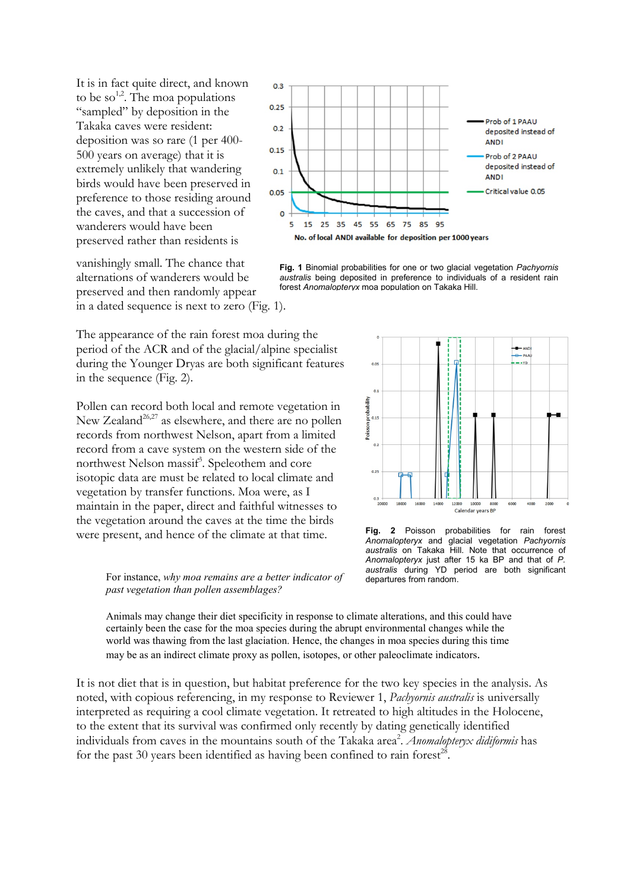It is in fact quite direct, and known to be so[1,2]. The moa populations "sampled" by deposition in the Takaka caves were resident: deposition was so rare (1 per 400-500 years on average) that it is extremely unlikely that wandering birds would have been preserved in preference to those residing around the caves, and that a succession of wanderers would have been preserved rather than residents is vanishingly small. The chance that alternations of wanderers would be preserved and then randomly appear in a dated sequence is next to zero (Fig. 1).

**Fig. 1** Binomial probabilities for one or two glacial vegetation *Pachyornis australis* being deposited in preference to individuals of a resident rain forest *Anomalopteryx* moa population on Takaka Hill.

The appearance of the rain forest moa during the period of the ACR and of the glacial/alpine specialist during the Younger Dryas are both significant features in the sequence (Fig. 2).

Pollen can record both local and remote vegetation in New Zealand[26,27] as elsewhere, and there are no pollen records from northwest Nelson, apart from a limited record from a cave system on the western side of the northwest Nelson massif[3]. Speleothem and core isotopic data are must be related to local climate and vegetation by transfer functions. Moa were, as I maintain in the paper, direct and faithful witnesses to the vegetation around the caves at the time the birds were present, and hence of the climate at that time.

**Fig. 2** Poisson probabilities for rain forest *Anomalopteryx* and glacial vegetation *Pachyornis australis* on Takaka Hill. Note that occurrence of *Anomalopteryx* just after 15 ka BP and that of *P. australis* during YD period are both significant departures from random.

> For instance, *why moa remains are a better indicator of past vegetation than pollen assemblages?*
>
> Animals may change their diet specificity in response to climate alterations, and this could have certainly been the case for the moa species during the abrupt environmental changes while the world was thawing from the last glaciation. Hence, the changes in moa species during this time may be as an indirect climate proxy as pollen, isotopes, or other paleoclimate indicators.

It is not diet that is in question, but habitat preference for the two key species in the analysis. As noted, with copious referencing, in my response to Reviewer 1, *Pachyornis australis* is universally interpreted as requiring a cool climate vegetation. It retreated to high altitudes in the Holocene, to the extent that its survival was confirmed only recently by dating genetically identified individuals from caves in the mountains south of the Takaka area[2]. *Anomalopteryx didiformis* has for the past 30 years been identified as having been confined to rain forest[28].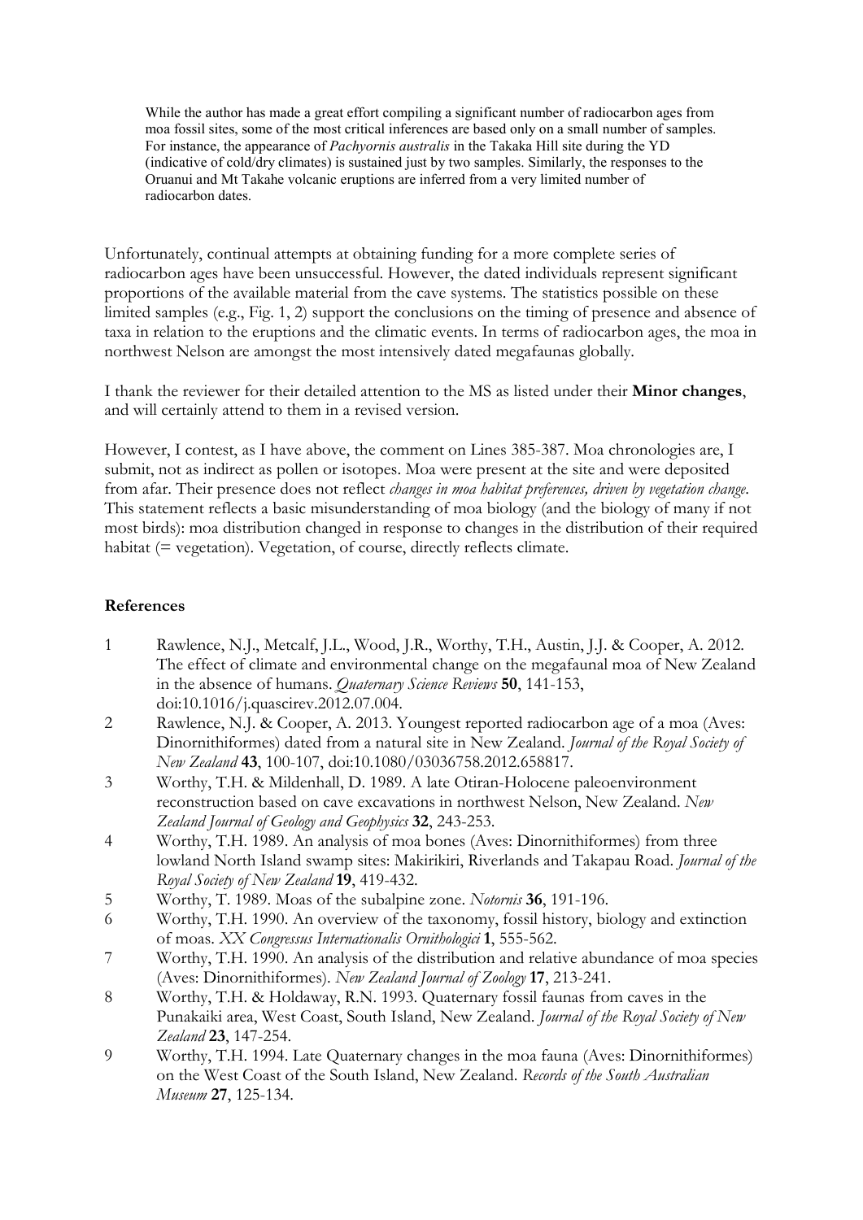> While the author has made a great effort compiling a significant number of radiocarbon ages from moa fossil sites, some of the most critical inferences are based only on a small number of samples. For instance, the appearance of *Pachyornis australis* in the Takaka Hill site during the YD (indicative of cold/dry climates) is sustained just by two samples. Similarly, the responses to the Oruanui and Mt Takahe volcanic eruptions are inferred from a very limited number of radiocarbon dates.

Unfortunately, continual attempts at obtaining funding for a more complete series of radiocarbon ages have been unsuccessful. However, the dated individuals represent significant proportions of the available material from the cave systems. The statistics possible on these limited samples (e.g., Fig. 1, 2) support the conclusions on the timing of presence and absence of taxa in relation to the eruptions and the climatic events. In terms of radiocarbon ages, the moa in northwest Nelson are amongst the most intensively dated megafaunas globally.

I thank the reviewer for their detailed attention to the MS as listed under their **Minor changes**, and will certainly attend to them in a revised version.

However, I contest, as I have above, the comment on Lines 385-387. Moa chronologies are, I submit, not as indirect as pollen or isotopes. Moa were present at the site and were deposited from afar. Their presence does not reflect *changes in moa habitat preferences, driven by vegetation change*. This statement reflects a basic misunderstanding of moa biology (and the biology of many if not most birds): moa distribution changed in response to changes in the distribution of their required habitat (= vegetation). Vegetation, of course, directly reflects climate.

## References

1. Rawlence, N.J., Metcalf, J.L., Wood, J.R., Worthy, T.H., Austin, J.J. & Cooper, A. 2012. The effect of climate and environmental change on the megafaunal moa of New Zealand in the absence of humans. *Quaternary Science Reviews* **50**, 141-153, doi:10.1016/j.quascirev.2012.07.004.
2. Rawlence, N.J. & Cooper, A. 2013. Youngest reported radiocarbon age of a moa (Aves: Dinornithiformes) dated from a natural site in New Zealand. *Journal of the Royal Society of New Zealand* **43**, 100-107, doi:10.1080/03036758.2012.658817.
3. Worthy, T.H. & Mildenhall, D. 1989. A late Otiran-Holocene paleoenvironment reconstruction based on cave excavations in northwest Nelson, New Zealand. *New Zealand Journal of Geology and Geophysics* **32**, 243-253.
4. Worthy, T.H. 1989. An analysis of moa bones (Aves: Dinornithiformes) from three lowland North Island swamp sites: Makirikiri, Riverlands and Takapau Road. *Journal of the Royal Society of New Zealand* **19**, 419-432.
5. Worthy, T. 1989. Moas of the subalpine zone. *Notornis* **36**, 191-196.
6. Worthy, T.H. 1990. An overview of the taxonomy, fossil history, biology and extinction of moas. *XX Congressus Internationalis Ornithologici* **1**, 555-562.
7. Worthy, T.H. 1990. An analysis of the distribution and relative abundance of moa species (Aves: Dinornithiformes). *New Zealand Journal of Zoology* **17**, 213-241.
8. Worthy, T.H. & Holdaway, R.N. 1993. Quaternary fossil faunas from caves in the Punakaiki area, West Coast, South Island, New Zealand. *Journal of the Royal Society of New Zealand* **23**, 147-254.
9. Worthy, T.H. 1994. Late Quaternary changes in the moa fauna (Aves: Dinornithiformes) on the West Coast of the South Island, New Zealand. *Records of the South Australian Museum* **27**, 125-134.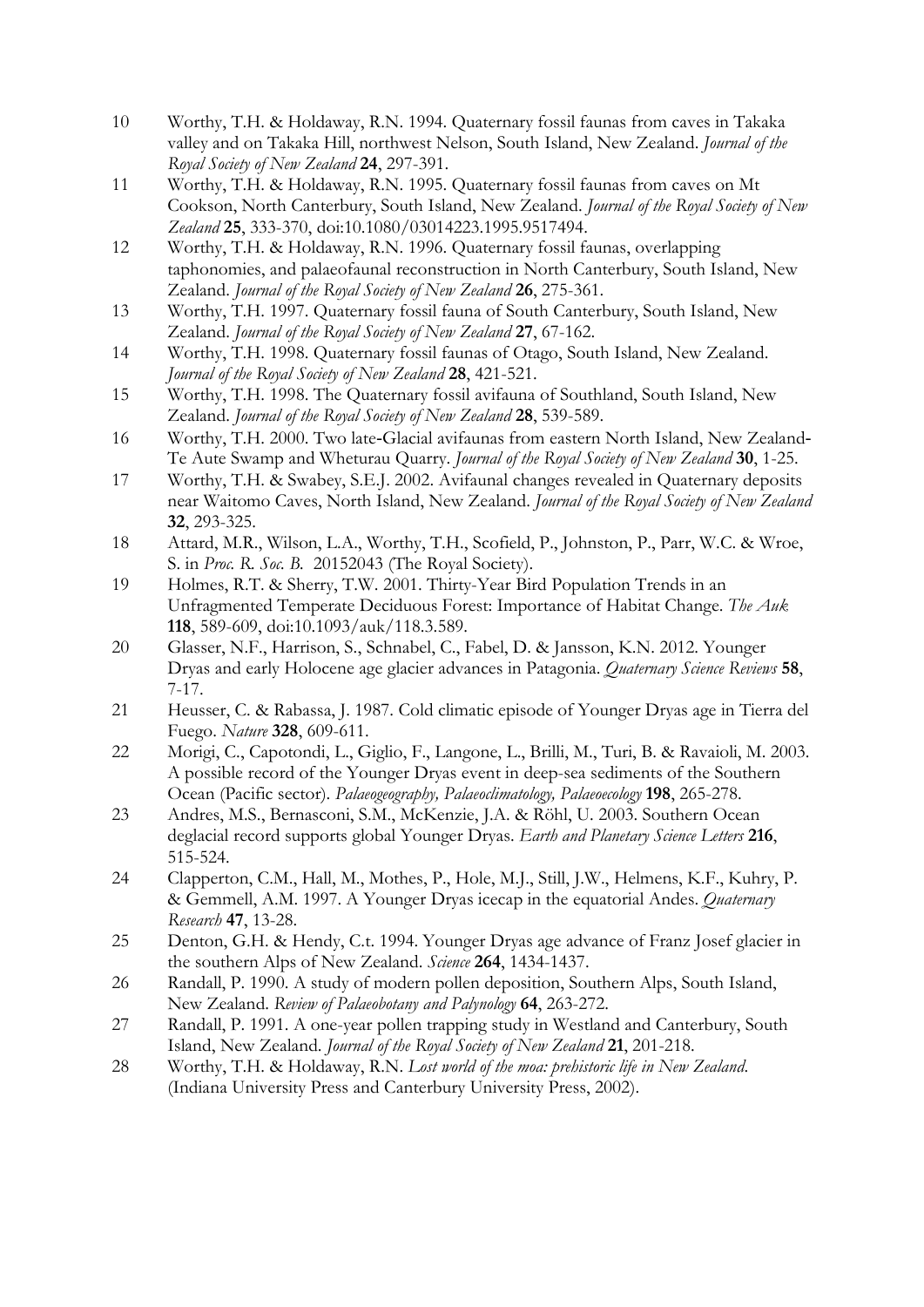10 Worthy, T.H. & Holdaway, R.N. 1994. Quaternary fossil faunas from caves in Takaka valley and on Takaka Hill, northwest Nelson, South Island, New Zealand. *Journal of the Royal Society of New Zealand* **24**, 297-391.

11 Worthy, T.H. & Holdaway, R.N. 1995. Quaternary fossil faunas from caves on Mt Cookson, North Canterbury, South Island, New Zealand. *Journal of the Royal Society of New Zealand* **25**, 333-370, doi:10.1080/03014223.1995.9517494.

12 Worthy, T.H. & Holdaway, R.N. 1996. Quaternary fossil faunas, overlapping taphonomies, and palaeofaunal reconstruction in North Canterbury, South Island, New Zealand. *Journal of the Royal Society of New Zealand* **26**, 275-361.

13 Worthy, T.H. 1997. Quaternary fossil fauna of South Canterbury, South Island, New Zealand. *Journal of the Royal Society of New Zealand* **27**, 67-162.

14 Worthy, T.H. 1998. Quaternary fossil faunas of Otago, South Island, New Zealand. *Journal of the Royal Society of New Zealand* **28**, 421-521.

15 Worthy, T.H. 1998. The Quaternary fossil avifauna of Southland, South Island, New Zealand. *Journal of the Royal Society of New Zealand* **28**, 539-589.

16 Worthy, T.H. 2000. Two late-Glacial avifaunas from eastern North Island, New Zealand-Te Aute Swamp and Wheturau Quarry. *Journal of the Royal Society of New Zealand* **30**, 1-25.

17 Worthy, T.H. & Swabey, S.E.J. 2002. Avifaunal changes revealed in Quaternary deposits near Waitomo Caves, North Island, New Zealand. *Journal of the Royal Society of New Zealand* **32**, 293-325.

18 Attard, M.R., Wilson, L.A., Worthy, T.H., Scofield, P., Johnston, P., Parr, W.C. & Wroe, S. in *Proc. R. Soc. B.* 20152043 (The Royal Society).

19 Holmes, R.T. & Sherry, T.W. 2001. Thirty-Year Bird Population Trends in an Unfragmented Temperate Deciduous Forest: Importance of Habitat Change. *The Auk* **118**, 589-609, doi:10.1093/auk/118.3.589.

20 Glasser, N.F., Harrison, S., Schnabel, C., Fabel, D. & Jansson, K.N. 2012. Younger Dryas and early Holocene age glacier advances in Patagonia. *Quaternary Science Reviews* **58**, 7-17.

21 Heusser, C. & Rabassa, J. 1987. Cold climatic episode of Younger Dryas age in Tierra del Fuego. *Nature* **328**, 609-611.

22 Morigi, C., Capotondi, L., Giglio, F., Langone, L., Brilli, M., Turi, B. & Ravaioli, M. 2003. A possible record of the Younger Dryas event in deep-sea sediments of the Southern Ocean (Pacific sector). *Palaeogeography, Palaeoclimatology, Palaeoecology* **198**, 265-278.

23 Andres, M.S., Bernasconi, S.M., McKenzie, J.A. & Röhl, U. 2003. Southern Ocean deglacial record supports global Younger Dryas. *Earth and Planetary Science Letters* **216**, 515-524.

24 Clapperton, C.M., Hall, M., Mothes, P., Hole, M.J., Still, J.W., Helmens, K.F., Kuhry, P. & Gemmell, A.M. 1997. A Younger Dryas icecap in the equatorial Andes. *Quaternary Research* **47**, 13-28.

25 Denton, G.H. & Hendy, C.t. 1994. Younger Dryas age advance of Franz Josef glacier in the southern Alps of New Zealand. *Science* **264**, 1434-1437.

26 Randall, P. 1990. A study of modern pollen deposition, Southern Alps, South Island, New Zealand. *Review of Palaeobotany and Palynology* **64**, 263-272.

27 Randall, P. 1991. A one-year pollen trapping study in Westland and Canterbury, South Island, New Zealand. *Journal of the Royal Society of New Zealand* **21**, 201-218.

28 Worthy, T.H. & Holdaway, R.N. *Lost world of the moa: prehistoric life in New Zealand*. (Indiana University Press and Canterbury University Press, 2002).